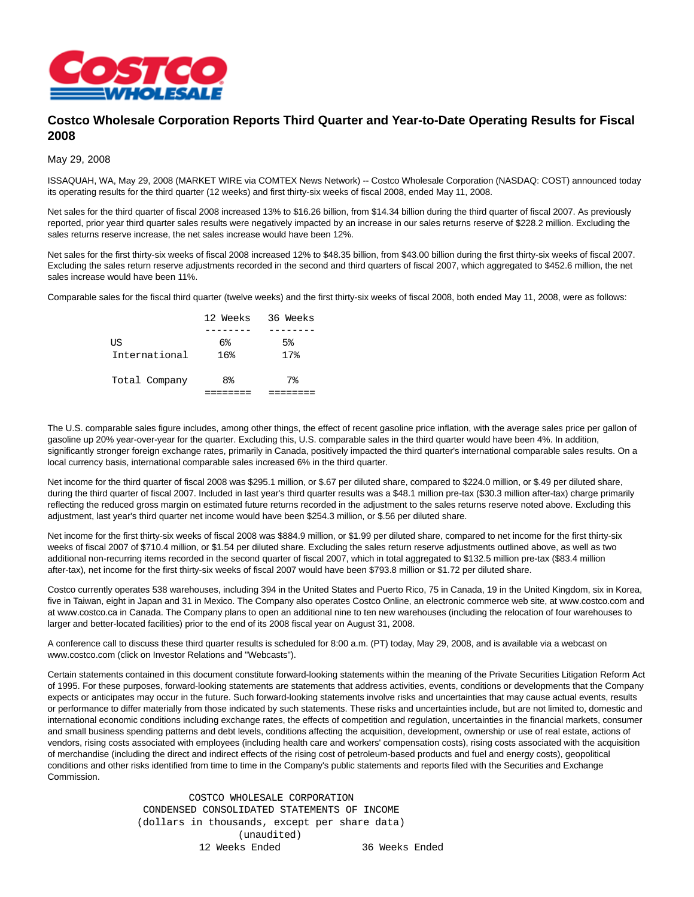# Costco Wholesale Corporation Reports Third Quarter and Year-to-Date Operating Results for Fiscal 2008

May 29, 2008

ISSAQUAH, WA, May 29, 2008 (MARKET WIRE via COMTEX News Network) -- Costco Wholesale Corporation (NASDAQ: COST) announced today its operating results for the third quarter (12 weeks) and first thirty-six weeks of fiscal 2008, ended May 11, 2008.

Net sales for the third quarter of fiscal 2008 increased 13% to $16.26 billion, from $14.34 billion during the third quarter of fiscal 2007. As previously reported, prior year third quarter sales results were negatively impacted by an increase in our sales returns reserve of $228.2 million. Excluding the sales returns reserve increase, the net sales increase would have been 12%.

Net sales for the first thirty-six weeks of fiscal 2008 increased 12% to $48.35 billion, from $43.00 billion during the first thirty-six weeks of fiscal 2007. Excluding the sales return reserve adjustments recorded in the second and third quarters of fiscal 2007, which aggregated to $452.6 million, the net sales increase would have been 11%.

Comparable sales for the fiscal third quarter (twelve weeks) and the first thirty-six weeks of fiscal 2008, both ended May 11, 2008, were as follows:

| | 12 Weeks | 36 Weeks |
|---|---|---|
| US | 6% | 5% |
| International | 16% | 17% |
| Total Company | 8% | 7% |

The U.S. comparable sales figure includes, among other things, the effect of recent gasoline price inflation, with the average sales price per gallon of gasoline up 20% year-over-year for the quarter. Excluding this, U.S. comparable sales in the third quarter would have been 4%. In addition, significantly stronger foreign exchange rates, primarily in Canada, positively impacted the third quarter's international comparable sales results. On a local currency basis, international comparable sales increased 6% in the third quarter.

Net income for the third quarter of fiscal 2008 was $295.1 million, or $.67 per diluted share, compared to $224.0 million, or $.49 per diluted share, during the third quarter of fiscal 2007. Included in last year's third quarter results was a $48.1 million pre-tax ($30.3 million after-tax) charge primarily reflecting the reduced gross margin on estimated future returns recorded in the adjustment to the sales returns reserve noted above. Excluding this adjustment, last year's third quarter net income would have been $254.3 million, or $.56 per diluted share.

Net income for the first thirty-six weeks of fiscal 2008 was $884.9 million, or $1.99 per diluted share, compared to net income for the first thirty-six weeks of fiscal 2007 of $710.4 million, or $1.54 per diluted share. Excluding the sales return reserve adjustments outlined above, as well as two additional non-recurring items recorded in the second quarter of fiscal 2007, which in total aggregated to $132.5 million pre-tax ($83.4 million after-tax), net income for the first thirty-six weeks of fiscal 2007 would have been $793.8 million or $1.72 per diluted share.

Costco currently operates 538 warehouses, including 394 in the United States and Puerto Rico, 75 in Canada, 19 in the United Kingdom, six in Korea, five in Taiwan, eight in Japan and 31 in Mexico. The Company also operates Costco Online, an electronic commerce web site, at www.costco.com and at www.costco.ca in Canada. The Company plans to open an additional nine to ten new warehouses (including the relocation of four warehouses to larger and better-located facilities) prior to the end of its 2008 fiscal year on August 31, 2008.

A conference call to discuss these third quarter results is scheduled for 8:00 a.m. (PT) today, May 29, 2008, and is available via a webcast on www.costco.com (click on Investor Relations and "Webcasts").

Certain statements contained in this document constitute forward-looking statements within the meaning of the Private Securities Litigation Reform Act of 1995. For these purposes, forward-looking statements are statements that address activities, events, conditions or developments that the Company expects or anticipates may occur in the future. Such forward-looking statements involve risks and uncertainties that may cause actual events, results or performance to differ materially from those indicated by such statements. These risks and uncertainties include, but are not limited to, domestic and international economic conditions including exchange rates, the effects of competition and regulation, uncertainties in the financial markets, consumer and small business spending patterns and debt levels, conditions affecting the acquisition, development, ownership or use of real estate, actions of vendors, rising costs associated with employees (including health care and workers' compensation costs), rising costs associated with the acquisition of merchandise (including the direct and indirect effects of the rising cost of petroleum-based products and fuel and energy costs), geopolitical conditions and other risks identified from time to time in the Company's public statements and reports filed with the Securities and Exchange Commission.

COSTCO WHOLESALE CORPORATION
CONDENSED CONSOLIDATED STATEMENTS OF INCOME
(dollars in thousands, except per share data)
(unaudited)

12 Weeks Ended 36 Weeks Ended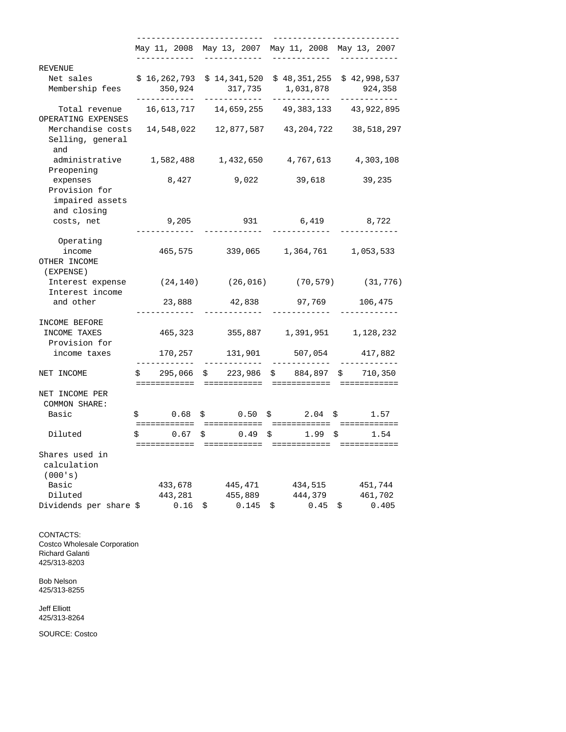| | May 11, 2008 | May 13, 2007 | May 11, 2008 | May 13, 2007 |
|---|---|---|---|---|
| REVENUE | | | | |
| Net sales | $ 16,262,793 | $ 14,341,520 | $ 48,351,255 | $ 42,998,537 |
| Membership fees | 350,924 | 317,735 | 1,031,878 | 924,358 |
| Total revenue | 16,613,717 | 14,659,255 | 49,383,133 | 43,922,895 |
| OPERATING EXPENSES | | | | |
| Merchandise costs | 14,548,022 | 12,877,587 | 43,204,722 | 38,518,297 |
| Selling, general and administrative | 1,582,488 | 1,432,650 | 4,767,613 | 4,303,108 |
| Preopening expenses | 8,427 | 9,022 | 39,618 | 39,235 |
| Provision for impaired assets and closing costs, net | 9,205 | 931 | 6,419 | 8,722 |
| Operating income | 465,575 | 339,065 | 1,364,761 | 1,053,533 |
| OTHER INCOME (EXPENSE) | | | | |
| Interest expense | (24,140) | (26,016) | (70,579) | (31,776) |
| Interest income and other | 23,888 | 42,838 | 97,769 | 106,475 |
| INCOME BEFORE INCOME TAXES | 465,323 | 355,887 | 1,391,951 | 1,128,232 |
| Provision for income taxes | 170,257 | 131,901 | 507,054 | 417,882 |
| NET INCOME | $ 295,066 | $ 223,986 | $ 884,897 | $ 710,350 |
| NET INCOME PER COMMON SHARE: | | | | |
| Basic | $ 0.68 | $ 0.50 | $ 2.04 | $ 1.57 |
| Diluted | $ 0.67 | $ 0.49 | $ 1.99 | $ 1.54 |
| Shares used in calculation (000's) | | | | |
| Basic | 433,678 | 445,471 | 434,515 | 451,744 |
| Diluted | 443,281 | 455,889 | 444,379 | 461,702 |
| Dividends per share | $ 0.16 | $ 0.145 | $ 0.45 | $ 0.405 |

CONTACTS:
Costco Wholesale Corporation
Richard Galanti
425/313-8203

Bob Nelson
425/313-8255

Jeff Elliott
425/313-8264

SOURCE: Costco